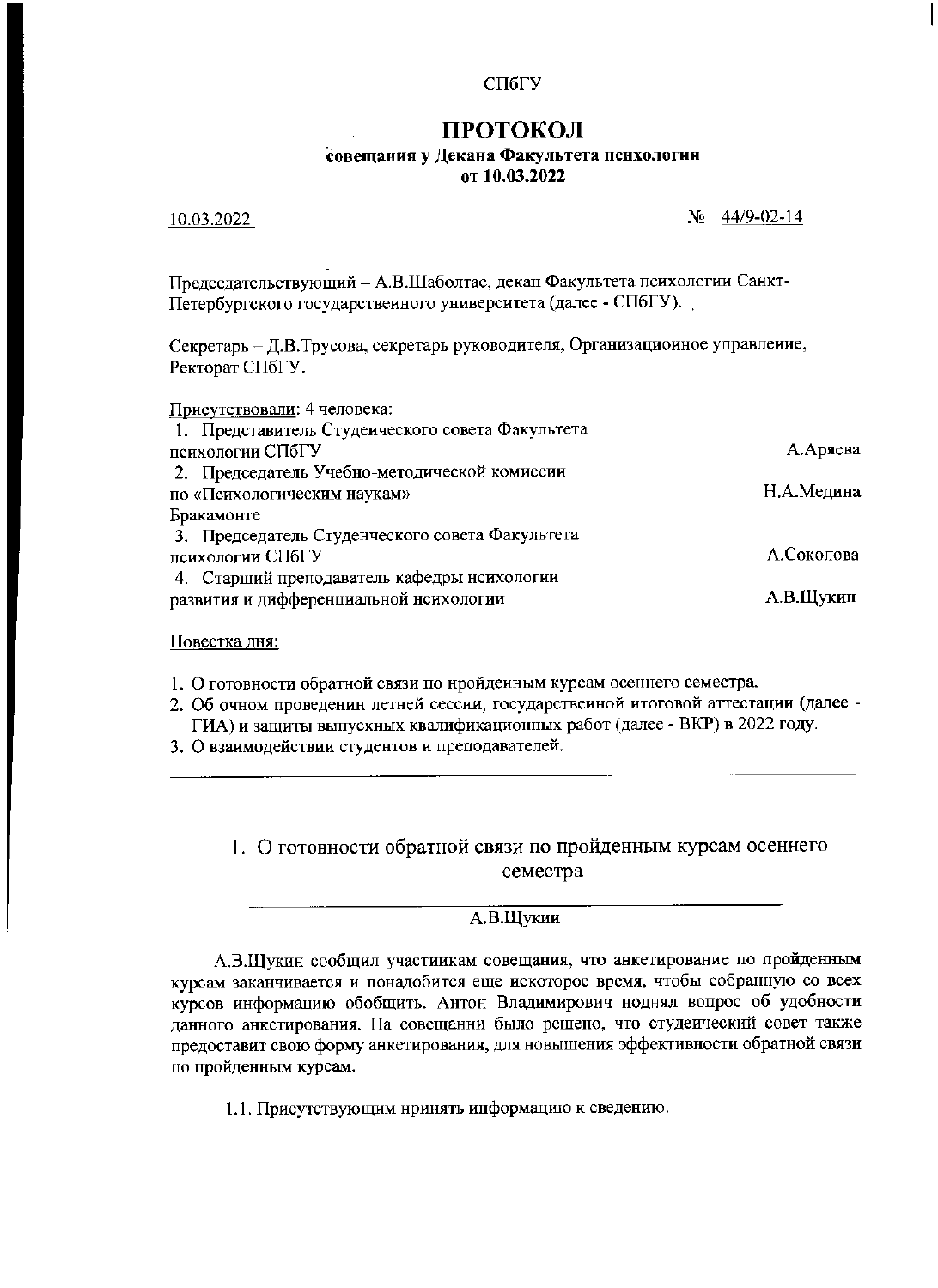СПбГУ

# ПРОТОКОЛ

**совещания у Декана Факультета психологии**
**от 10.03.2022**

10.03.2022 № 44/9-02-14

Председательствующий – А.В.Шаболтас, декан Факультета психологии Санкт-Петербургского государственного университета (далее - СПбГУ).

Секретарь – Д.В.Трусова, секретарь руководителя, Организационное управление, Ректорат СПбГУ.

Присутствовали: 4 человека:

| | |
|---|---|
| 1. Представитель Студенческого совета Факультета психологии СПбГУ | А.Аряева |
| 2. Председатель Учебно-методической комиссии по «Психологическим наукам» Бракамонте | Н.А.Медина |
| 3. Председатель Студенческого совета Факультета психологии СПбГУ | А.Соколова |
| 4. Старший преподаватель кафедры психологии развития и дифференциальной психологии | А.В.Щукин |

Повестка дня:

1. О готовности обратной связи по пройденным курсам осеннего семестра.
2. Об очном проведении летней сессии, государственной итоговой аттестации (далее - ГИА) и защиты выпускных квалификационных работ (далее - ВКР) в 2022 году.
3. О взаимодействии студентов и преподавателей.

## 1. О готовности обратной связи по пройденным курсам осеннего семестра

А.В.Щукин

А.В.Щукин сообщил участникам совещания, что анкетирование по пройденным курсам заканчивается и понадобится еще некоторое время, чтобы собранную со всех курсов информацию обобщить. Антон Владимирович поднял вопрос об удобности данного анкетирования. На совещании было решено, что студенческий совет также предоставит свою форму анкетирования, для повышения эффективности обратной связи по пройденным курсам.

1.1. Присутствующим принять информацию к сведению.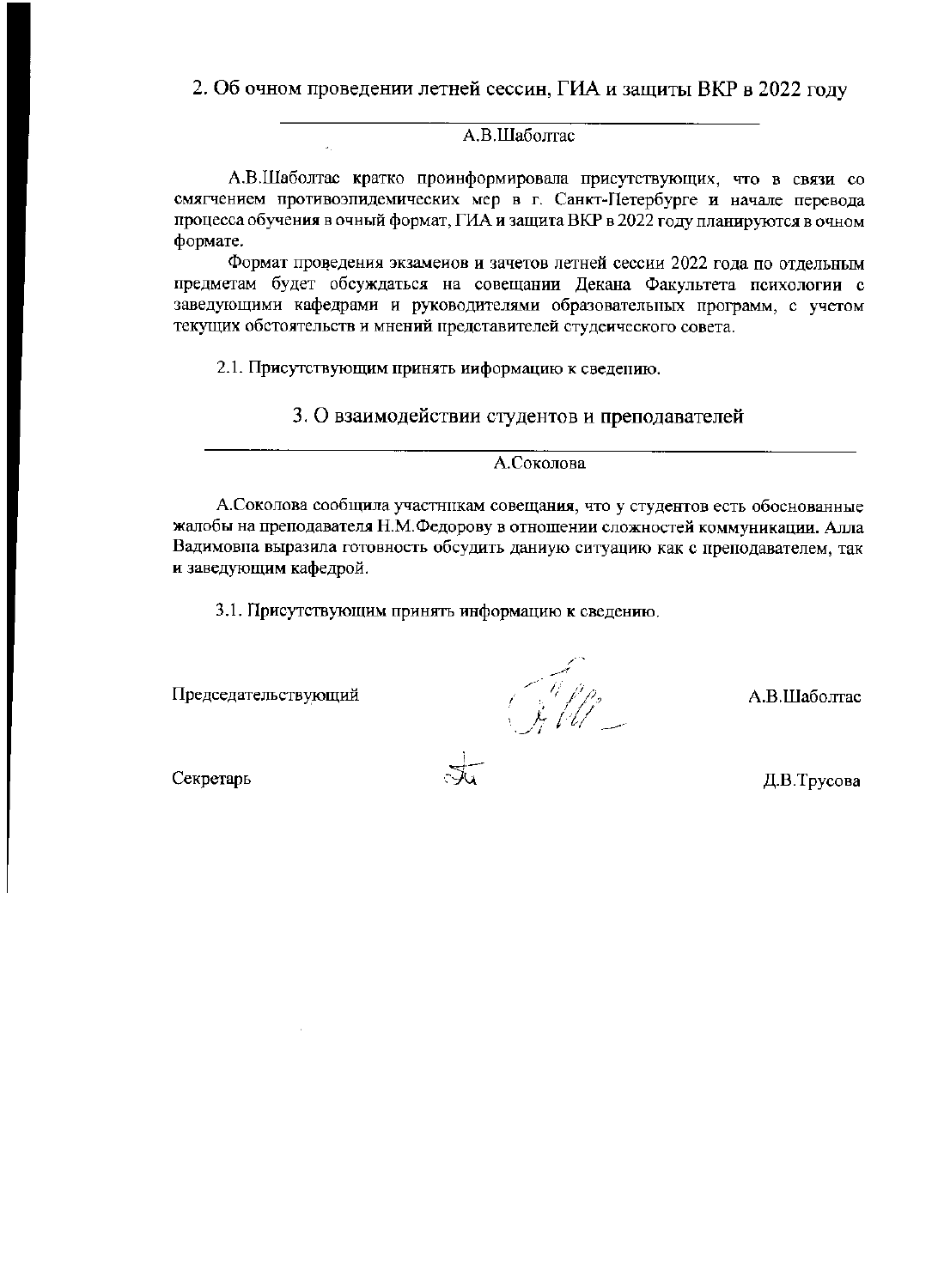## 2. Об очном проведении летней сессии, ГИА и защиты ВКР в 2022 году

А.В.Шаболтас

А.В.Шаболтас кратко проинформировала присутствующих, что в связи со смягчением противоэпидемических мер в г. Санкт-Петербурге и начале перевода процесса обучения в очный формат, ГИА и защита ВКР в 2022 году планируются в очном формате.

Формат проведения экзаменов и зачетов летней сессии 2022 года по отдельным предметам будет обсуждаться на совещании Декана Факультета психологии с заведующими кафедрами и руководителями образовательных программ, с учетом текущих обстоятельств и мнений представителей студенческого совета.

2.1. Присутствующим принять информацию к сведению.

## 3. О взаимодействии студентов и преподавателей

А.Соколова

А.Соколова сообщила участникам совещания, что у студентов есть обоснованные жалобы на преподавателя Н.М.Федорову в отношении сложностей коммуникации. Алла Вадимовна выразила готовность обсудить данную ситуацию как с преподавателем, так и заведующим кафедрой.

3.1. Присутствующим принять информацию к сведению.

Председательствующий А.В.Шаболтас

Секретарь Д.В.Трусова